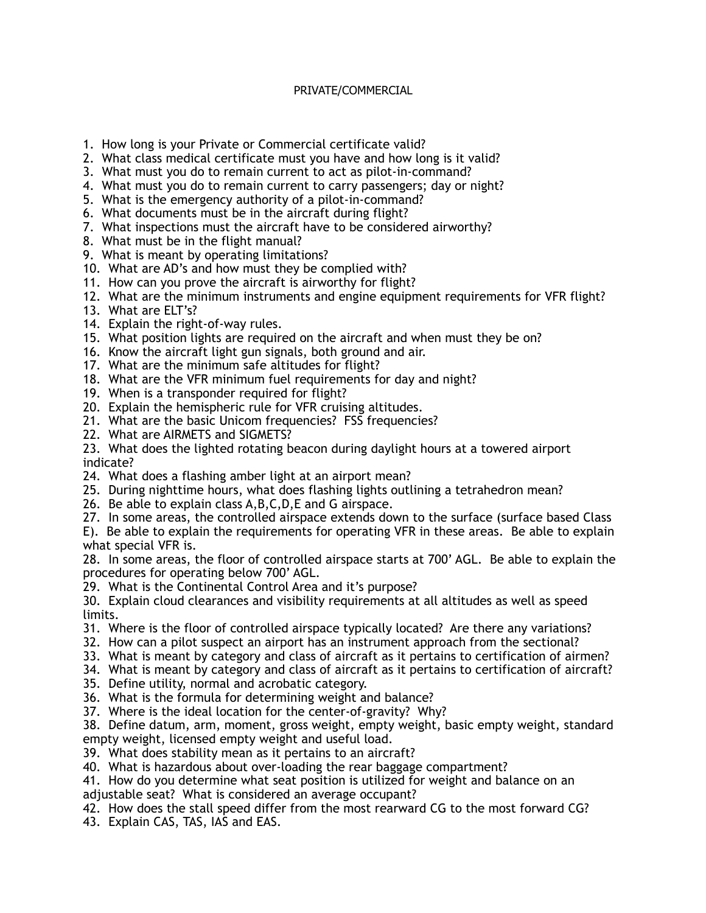# PRIVATE/COMMERCIAL

1. How long is your Private or Commercial certificate valid?
2. What class medical certificate must you have and how long is it valid?
3. What must you do to remain current to act as pilot-in-command?
4. What must you do to remain current to carry passengers; day or night?
5. What is the emergency authority of a pilot-in-command?
6. What documents must be in the aircraft during flight?
7. What inspections must the aircraft have to be considered airworthy?
8. What must be in the flight manual?
9. What is meant by operating limitations?
10. What are AD's and how must they be complied with?
11. How can you prove the aircraft is airworthy for flight?
12. What are the minimum instruments and engine equipment requirements for VFR flight?
13. What are ELT's?
14. Explain the right-of-way rules.
15. What position lights are required on the aircraft and when must they be on?
16. Know the aircraft light gun signals, both ground and air.
17. What are the minimum safe altitudes for flight?
18. What are the VFR minimum fuel requirements for day and night?
19. When is a transponder required for flight?
20. Explain the hemispheric rule for VFR cruising altitudes.
21. What are the basic Unicom frequencies? FSS frequencies?
22. What are AIRMETS and SIGMETS?
23. What does the lighted rotating beacon during daylight hours at a towered airport indicate?
24. What does a flashing amber light at an airport mean?
25. During nighttime hours, what does flashing lights outlining a tetrahedron mean?
26. Be able to explain class A,B,C,D,E and G airspace.
27. In some areas, the controlled airspace extends down to the surface (surface based Class E). Be able to explain the requirements for operating VFR in these areas. Be able to explain what special VFR is.
28. In some areas, the floor of controlled airspace starts at 700' AGL. Be able to explain the procedures for operating below 700' AGL.
29. What is the Continental Control Area and it's purpose?
30. Explain cloud clearances and visibility requirements at all altitudes as well as speed limits.
31. Where is the floor of controlled airspace typically located? Are there any variations?
32. How can a pilot suspect an airport has an instrument approach from the sectional?
33. What is meant by category and class of aircraft as it pertains to certification of airmen?
34. What is meant by category and class of aircraft as it pertains to certification of aircraft?
35. Define utility, normal and acrobatic category.
36. What is the formula for determining weight and balance?
37. Where is the ideal location for the center-of-gravity? Why?
38. Define datum, arm, moment, gross weight, empty weight, basic empty weight, standard empty weight, licensed empty weight and useful load.
39. What does stability mean as it pertains to an aircraft?
40. What is hazardous about over-loading the rear baggage compartment?
41. How do you determine what seat position is utilized for weight and balance on an adjustable seat? What is considered an average occupant?
42. How does the stall speed differ from the most rearward CG to the most forward CG?
43. Explain CAS, TAS, IAS and EAS.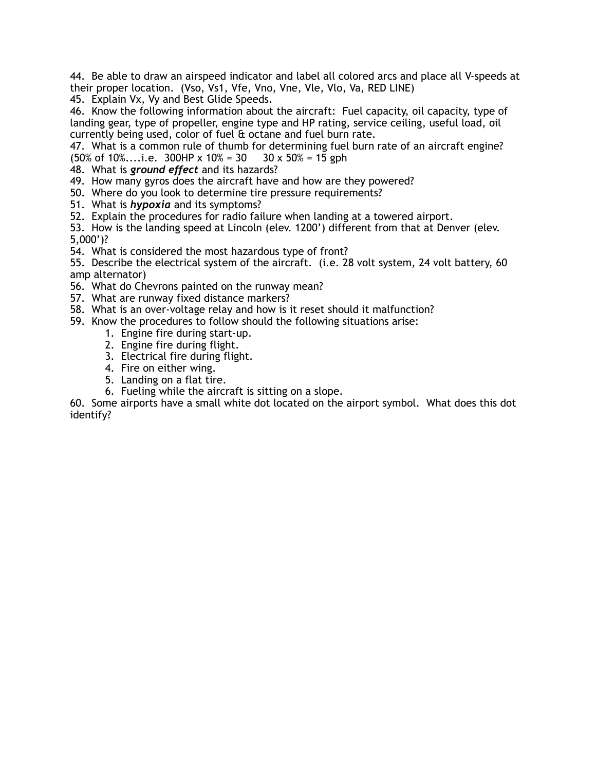44. Be able to draw an airspeed indicator and label all colored arcs and place all V-speeds at their proper location. (Vso, Vs1, Vfe, Vno, Vne, Vle, Vlo, Va, RED LINE)

45. Explain Vx, Vy and Best Glide Speeds.

46. Know the following information about the aircraft: Fuel capacity, oil capacity, type of landing gear, type of propeller, engine type and HP rating, service ceiling, useful load, oil currently being used, color of fuel & octane and fuel burn rate.

47. What is a common rule of thumb for determining fuel burn rate of an aircraft engine? (50% of 10%....i.e. 300HP x 10% = 30     30 x 50% = 15 gph

48. What is ***ground effect*** and its hazards?

49. How many gyros does the aircraft have and how are they powered?

50. Where do you look to determine tire pressure requirements?

51. What is ***hypoxia*** and its symptoms?

52. Explain the procedures for radio failure when landing at a towered airport.

53. How is the landing speed at Lincoln (elev. 1200') different from that at Denver (elev. 5,000')?

54. What is considered the most hazardous type of front?

55. Describe the electrical system of the aircraft. (i.e. 28 volt system, 24 volt battery, 60 amp alternator)

56. What do Chevrons painted on the runway mean?

57. What are runway fixed distance markers?

58. What is an over-voltage relay and how is it reset should it malfunction?

59. Know the procedures to follow should the following situations arise:

    1. Engine fire during start-up.
    2. Engine fire during flight.
    3. Electrical fire during flight.
    4. Fire on either wing.
    5. Landing on a flat tire.
    6. Fueling while the aircraft is sitting on a slope.

60. Some airports have a small white dot located on the airport symbol. What does this dot identify?